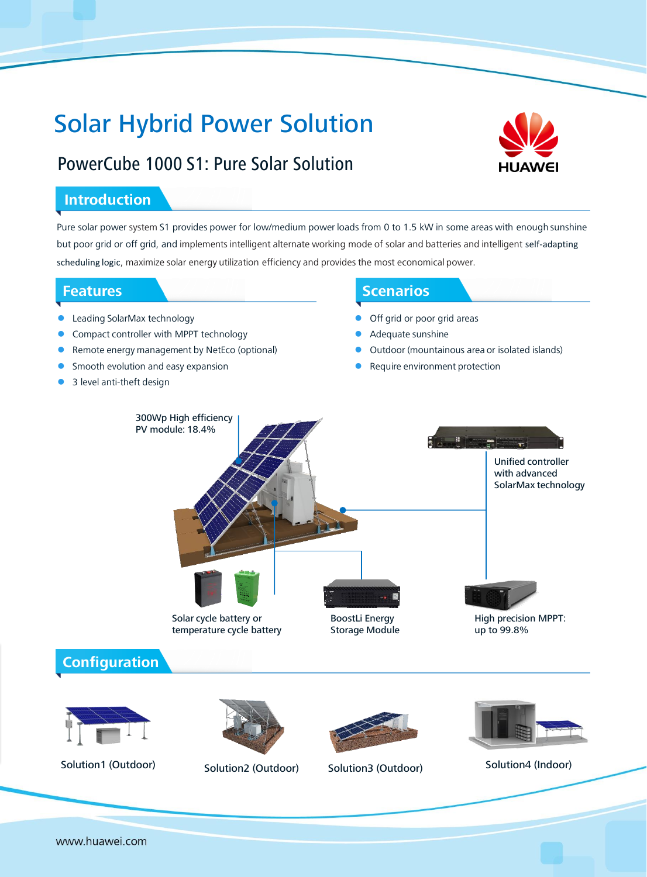# Solar Hybrid Power Solution

## PowerCube 1000 S1: Pure Solar Solution

HUAWEI

## Introduction

Pure solar power system S1 provides power for low/medium power loads from 0 to 1.5 kW in some areas with enough sunshine but poor grid or off grid, and implements intelligent alternate working mode of solar and batteries and intelligent self-adapting scheduling logic, maximize solar energy utilization efficiency and provides the most economical power.

## Features

- Leading SolarMax technology
- Compact controller with MPPT technology
- Remote energy management by NetEco (optional)
- Smooth evolution and easy expansion
- 3 level anti-theft design

## Scenarios

- Off grid or poor grid areas
- Adequate sunshine
- Outdoor (mountainous area or isolated islands)
- Require environment protection

300Wp High efficiency PV module: 18.4%

Unified controller with advanced SolarMax technology

Solar cycle battery or temperature cycle battery

BoostLi Energy Storage Module

High precision MPPT: up to 99.8%

## Configuration

Solution1 (Outdoor)

Solution2 (Outdoor)

Solution3 (Outdoor)

Solution4 (Indoor)

www.huawei.com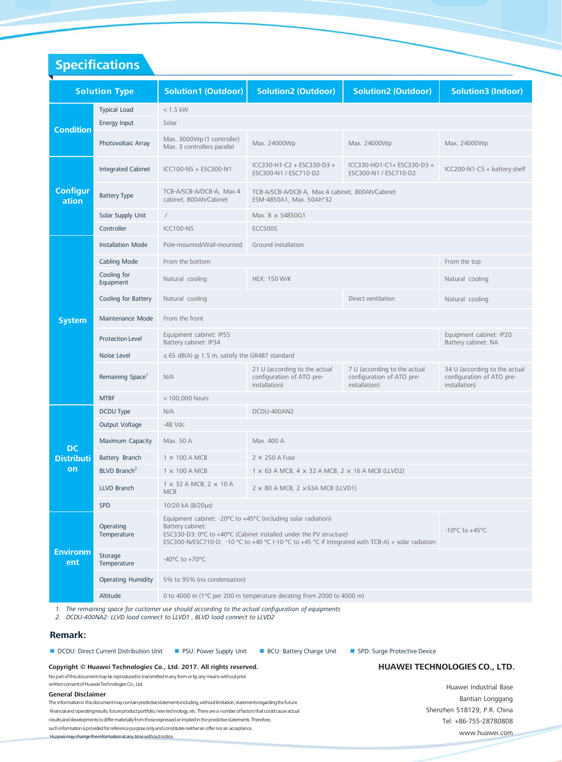## Specifications

| Solution Type | | Solution1 (Outdoor) | Solution2 (Outdoor) | Solution2 (Outdoor) | Solution3 (Indoor) |
|---|---|---|---|---|---|
| Condition | Typical Load | < 1.5 kW | | | |
| | Energy Input | Solar | | | |
| | Photovoltaic Array | Max. 3000Wp (1 controller) Max. 3 controllers parallel | Max. 24000Wp | Max. 24000Wp | Max. 24000Wp |
| Configuration | Integrated Cabinet | ICC100-N5 + ESC300-N1 | ICC330-H1-C2 + ESC330-D3 + ESC300-N1 / ESC710-D2 | ICC330-HD1-C1+ ESC330-D3 + ESC300-N1 / ESC710-D2 | ICC200-N1-C5 + battery shelf |
| | Battery Type | TCB-A/SCB-A/DCB-A, Max.4 cabinet, 800Ah/Cabinet | TCB-A/SCB-A/DCB-A, Max.4 cabinet, 800Ah/Cabinet ESM-4850A1, Max. 50Ah*32 | | |
| | Solar Supply Unit | / | Max. 8 × S4850G1 | | |
| | Controller | ICC100-N5 | ECC500S | | |
| System | Installation Mode | Pole-mounted/Wall-mounted | Ground installation | | |
| | Cabling Mode | From the bottom | | | From the top |
| | Cooling for Equipment | Natural cooling | HEX: 150 W/K | | Natural cooling |
| | Cooling for Battery | Natural cooling | | Direct ventilation | Natural cooling |
| | Maintenance Mode | From the front | | | |
| | Protection Level | Equipment cabinet: IP55 Battery cabinet: IP34 | | | Equipment cabinet: IP20 Battery cabinet: NA |
| | Noise Level | ≤ 65 dB(A) @ 1.5 m, satisfy the GR487 standard | | | |
| | Remaining Space[1] | N/A | 21 U (according to the actual configuration of ATO pre-installation) | 7 U (according to the actual configuration of ATO pre-installation) | 34 U (according to the actual configuration of ATO pre-installation) |
| | MTBF | > 100,000 hours | | | |
| DC Distribution | DCDU Type | N/A | DCDU-400AN2 | | |
| | Output Voltage | -48 Vdc | | | |
| | Maximum Capacity | Max. 50 A | Max. 400 A | | |
| | Battery Branch | 1 × 100 A MCB | 2 × 250 A Fuse | | |
| | BLVD Branch[2] | 1 × 100 A MCB | 1 × 63 A MCB, 4 × 32 A MCB, 2 × 16 A MCB (LLVD2) | | |
| | LLVD Branch | 1 × 32 A MCB, 2 × 10 A MCB | 2 × 80 A MCB, 2 ×63A MCB (LLVD1) | | |
| | SPD | 10/20 kA (8/20μs) | | | |
| Environment | Operating Temperature | Equipment cabinet: -20°C to +45°C (including solar radiation) Battery cabinet: ESC330-D3: 0°C to +40°C (Cabinet installed under the PV structure) ESC300-N/ESC710-D: -10 °C to +40 °C (-10 °C to +45 °C if integrated with TCB-A) + solar radiation | | | -10°C to +45°C |
| | Storage Temperature | -40°C to +70°C | | | |
| | Operating Humidity | 5% to 95% (no condensation) | | | |
| | Altitude | 0 to 4000 m (1°C per 200 m temperature derating from 2000 to 4000 m) | | | |

1. *The remaining space for customer use should according to the actual configuration of equipments*
2. *DCDU-400NA2: LLVD load connect to LLVD1 , BLVD load connect to LLVD2*

### Remark:

- DCDU: Direct Current Distribution Unit
- PSU: Power Supply Unit
- BCU: Battery Charge Unit
- SPD: Surge Protective Device

**Copyright © Huawei Technologies Co., Ltd. 2017. All rights reserved.**

No part of this document may be reproduced or transmitted in any form or by any means without prior written consent of Huawei Technologies Co., Ltd.

**General Disclaimer**

The information in this document may contain predictive statements including, without limitation, statements regarding the future financial and operating results, future product portfolio, new technology, etc. There are a number of factors that could cause actual results and developments to differ materially from those expressed or implied in the predictive statements. Therefore, such information is provided for reference purpose only and constitutes neither an offer nor an acceptance. Huawei may change the information at any time without notice.

**HUAWEI TECHNOLOGIES CO., LTD.**

Huawei Industrial Base
Bantian Longgang
Shenzhen 518129, P.R. China
Tel: +86-755-28780808
www.huawei.com